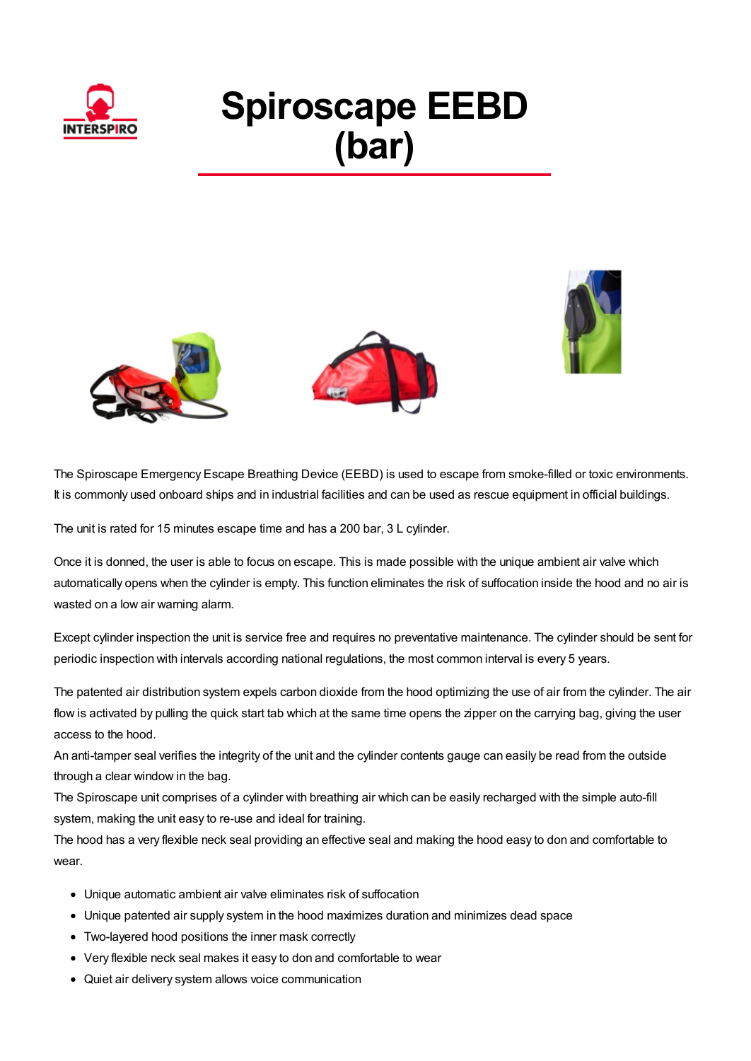# Spiroscape EEBD (bar)

The Spiroscape Emergency Escape Breathing Device (EEBD) is used to escape from smoke-filled or toxic environments. It is commonly used onboard ships and in industrial facilities and can be used as rescue equipment in official buildings.

The unit is rated for 15 minutes escape time and has a 200 bar, 3 L cylinder.

Once it is donned, the user is able to focus on escape. This is made possible with the unique ambient air valve which automatically opens when the cylinder is empty. This function eliminates the risk of suffocation inside the hood and no air is wasted on a low air warning alarm.

Except cylinder inspection the unit is service free and requires no preventative maintenance. The cylinder should be sent for periodic inspection with intervals according national regulations, the most common interval is every 5 years.

The patented air distribution system expels carbon dioxide from the hood optimizing the use of air from the cylinder. The air flow is activated by pulling the quick start tab which at the same time opens the zipper on the carrying bag, giving the user access to the hood.
An anti-tamper seal verifies the integrity of the unit and the cylinder contents gauge can easily be read from the outside through a clear window in the bag.
The Spiroscape unit comprises of a cylinder with breathing air which can be easily recharged with the simple auto-fill system, making the unit easy to re-use and ideal for training.
The hood has a very flexible neck seal providing an effective seal and making the hood easy to don and comfortable to wear.

- Unique automatic ambient air valve eliminates risk of suffocation
- Unique patented air supply system in the hood maximizes duration and minimizes dead space
- Two-layered hood positions the inner mask correctly
- Very flexible neck seal makes it easy to don and comfortable to wear
- Quiet air delivery system allows voice communication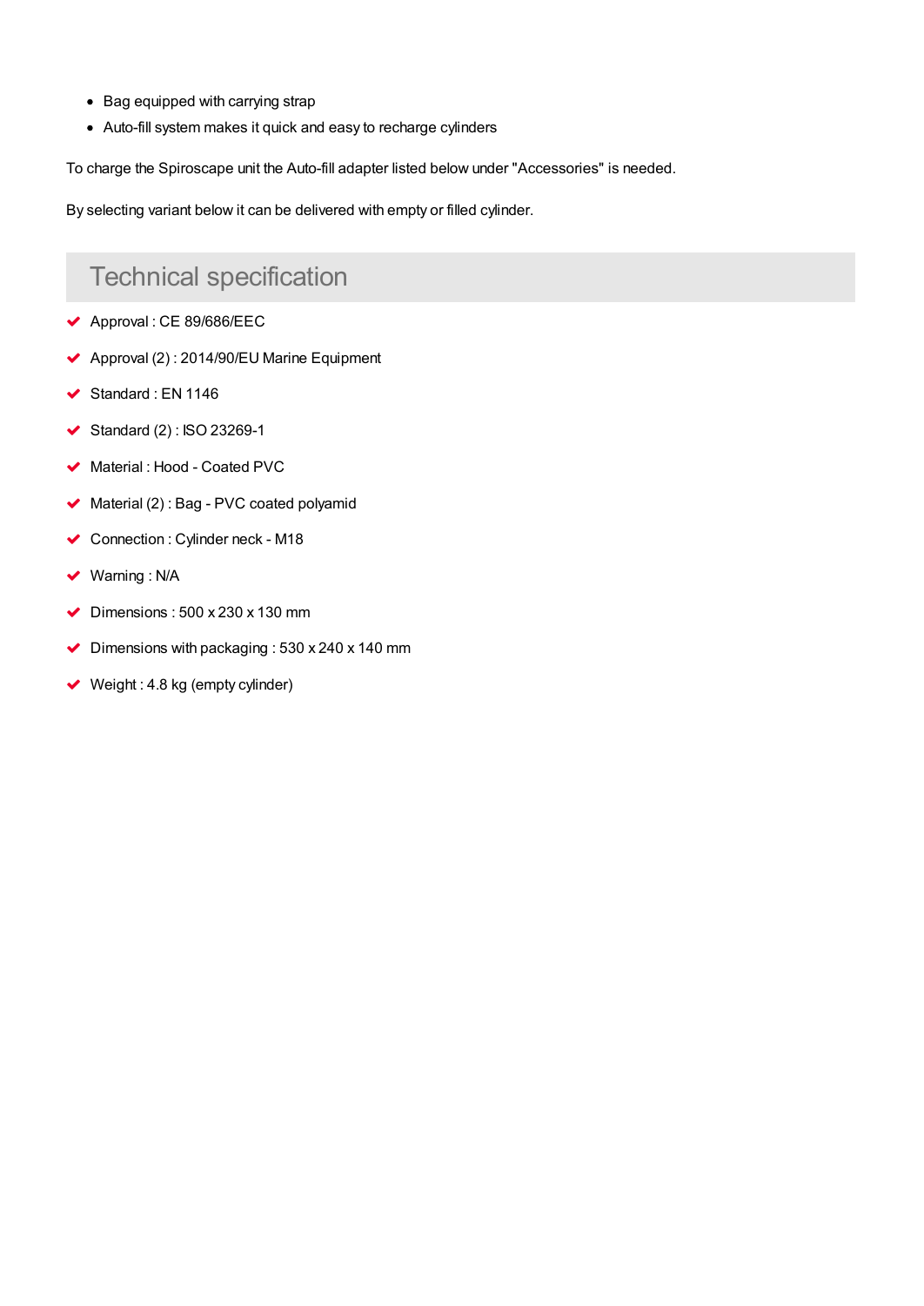- Bag equipped with carrying strap
- Auto-fill system makes it quick and easy to recharge cylinders

To charge the Spiroscape unit the Auto-fill adapter listed below under "Accessories" is needed.

By selecting variant below it can be delivered with empty or filled cylinder.

## Technical specification

- Approval : CE 89/686/EEC
- Approval (2) : 2014/90/EU Marine Equipment
- Standard : EN 1146
- Standard (2) : ISO 23269-1
- Material : Hood - Coated PVC
- Material (2) : Bag - PVC coated polyamid
- Connection : Cylinder neck - M18
- Warning : N/A
- Dimensions : 500 x 230 x 130 mm
- Dimensions with packaging : 530 x 240 x 140 mm
- Weight : 4.8 kg (empty cylinder)